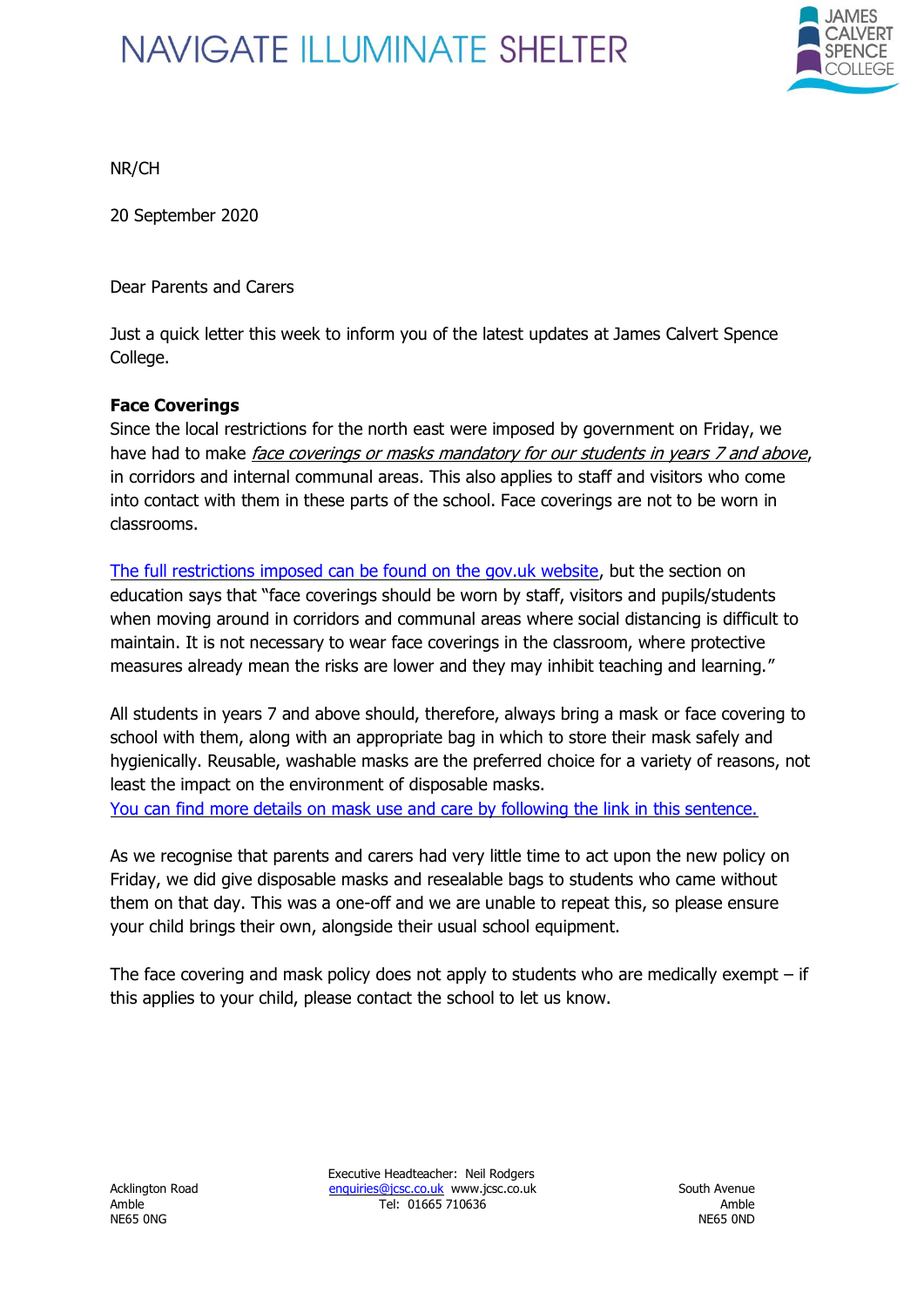NAVIGATE ILLUMINATE SHELTER

JAMES CALVERT SPENCE COLLEGE

NR/CH

20 September 2020

Dear Parents and Carers

Just a quick letter this week to inform you of the latest updates at James Calvert Spence College.

**Face Coverings**

Since the local restrictions for the north east were imposed by government on Friday, we have had to make *face coverings or masks mandatory for our students in years 7 and above*, in corridors and internal communal areas. This also applies to staff and visitors who come into contact with them in these parts of the school. Face coverings are not to be worn in classrooms.

The full restrictions imposed can be found on the gov.uk website, but the section on education says that "face coverings should be worn by staff, visitors and pupils/students when moving around in corridors and communal areas where social distancing is difficult to maintain. It is not necessary to wear face coverings in the classroom, where protective measures already mean the risks are lower and they may inhibit teaching and learning."

All students in years 7 and above should, therefore, always bring a mask or face covering to school with them, along with an appropriate bag in which to store their mask safely and hygienically. Reusable, washable masks are the preferred choice for a variety of reasons, not least the impact on the environment of disposable masks.
You can find more details on mask use and care by following the link in this sentence.

As we recognise that parents and carers had very little time to act upon the new policy on Friday, we did give disposable masks and resealable bags to students who came without them on that day. This was a one-off and we are unable to repeat this, so please ensure your child brings their own, alongside their usual school equipment.

The face covering and mask policy does not apply to students who are medically exempt – if this applies to your child, please contact the school to let us know.

Acklington Road
Amble
NE65 0NG

Executive Headteacher: Neil Rodgers
enquiries@jcsc.co.uk www.jcsc.co.uk
Tel: 01665 710636

South Avenue
Amble
NE65 0ND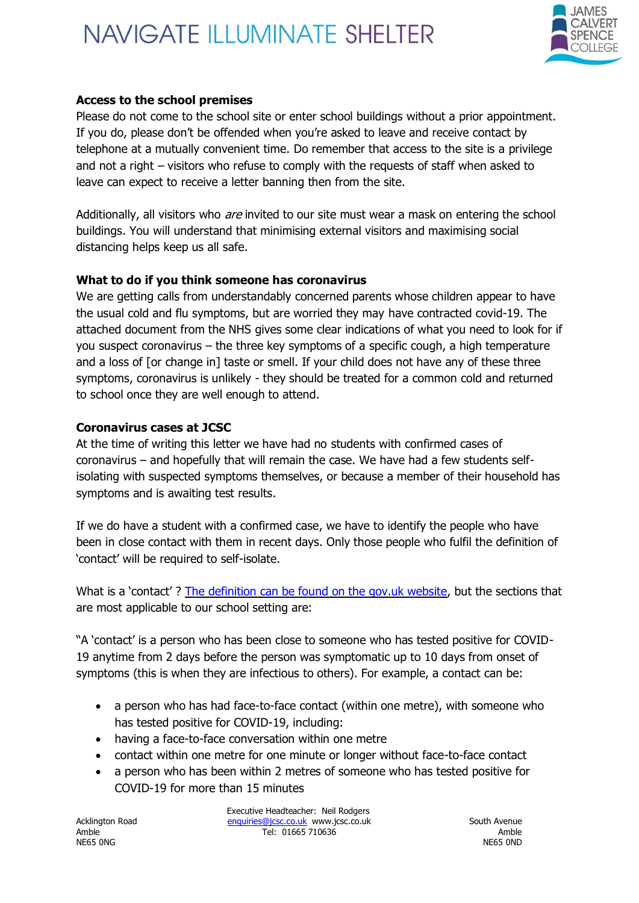**Access to the school premises**

Please do not come to the school site or enter school buildings without a prior appointment. If you do, please don't be offended when you're asked to leave and receive contact by telephone at a mutually convenient time. Do remember that access to the site is a privilege and not a right – visitors who refuse to comply with the requests of staff when asked to leave can expect to receive a letter banning then from the site.

Additionally, all visitors who *are* invited to our site must wear a mask on entering the school buildings. You will understand that minimising external visitors and maximising social distancing helps keep us all safe.

**What to do if you think someone has coronavirus**

We are getting calls from understandably concerned parents whose children appear to have the usual cold and flu symptoms, but are worried they may have contracted covid-19. The attached document from the NHS gives some clear indications of what you need to look for if you suspect coronavirus – the three key symptoms of a specific cough, a high temperature and a loss of [or change in] taste or smell. If your child does not have any of these three symptoms, coronavirus is unlikely - they should be treated for a common cold and returned to school once they are well enough to attend.

**Coronavirus cases at JCSC**

At the time of writing this letter we have had no students with confirmed cases of coronavirus – and hopefully that will remain the case. We have had a few students self-isolating with suspected symptoms themselves, or because a member of their household has symptoms and is awaiting test results.

If we do have a student with a confirmed case, we have to identify the people who have been in close contact with them in recent days. Only those people who fulfil the definition of 'contact' will be required to self-isolate.

What is a 'contact' ? The definition can be found on the gov.uk website, but the sections that are most applicable to our school setting are:

"A 'contact' is a person who has been close to someone who has tested positive for COVID-19 anytime from 2 days before the person was symptomatic up to 10 days from onset of symptoms (this is when they are infectious to others). For example, a contact can be:

- a person who has had face-to-face contact (within one metre), with someone who has tested positive for COVID-19, including:
- having a face-to-face conversation within one metre
- contact within one metre for one minute or longer without face-to-face contact
- a person who has been within 2 metres of someone who has tested positive for COVID-19 for more than 15 minutes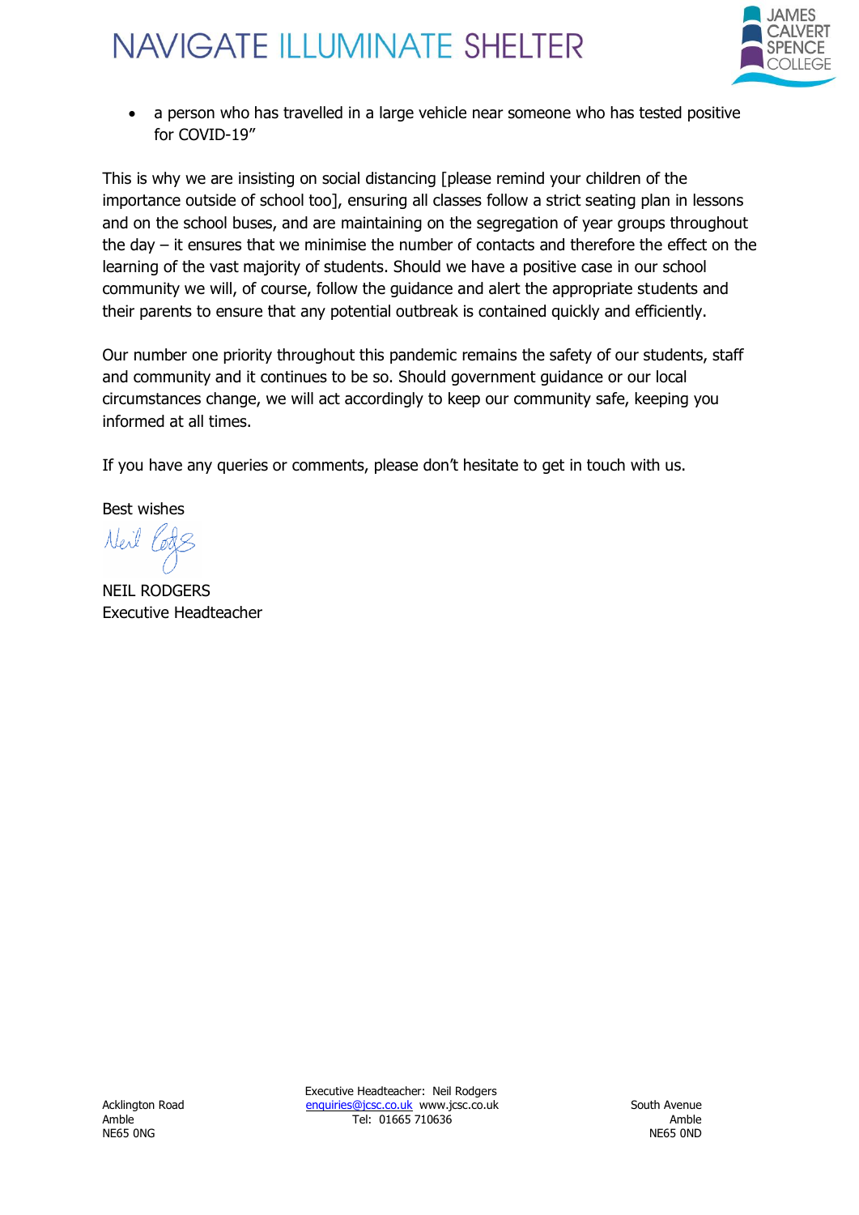- a person who has travelled in a large vehicle near someone who has tested positive for COVID-19"

This is why we are insisting on social distancing [please remind your children of the importance outside of school too], ensuring all classes follow a strict seating plan in lessons and on the school buses, and are maintaining on the segregation of year groups throughout the day – it ensures that we minimise the number of contacts and therefore the effect on the learning of the vast majority of students. Should we have a positive case in our school community we will, of course, follow the guidance and alert the appropriate students and their parents to ensure that any potential outbreak is contained quickly and efficiently.

Our number one priority throughout this pandemic remains the safety of our students, staff and community and it continues to be so. Should government guidance or our local circumstances change, we will act accordingly to keep our community safe, keeping you informed at all times.

If you have any queries or comments, please don't hesitate to get in touch with us.

Best wishes

NEIL RODGERS
Executive Headteacher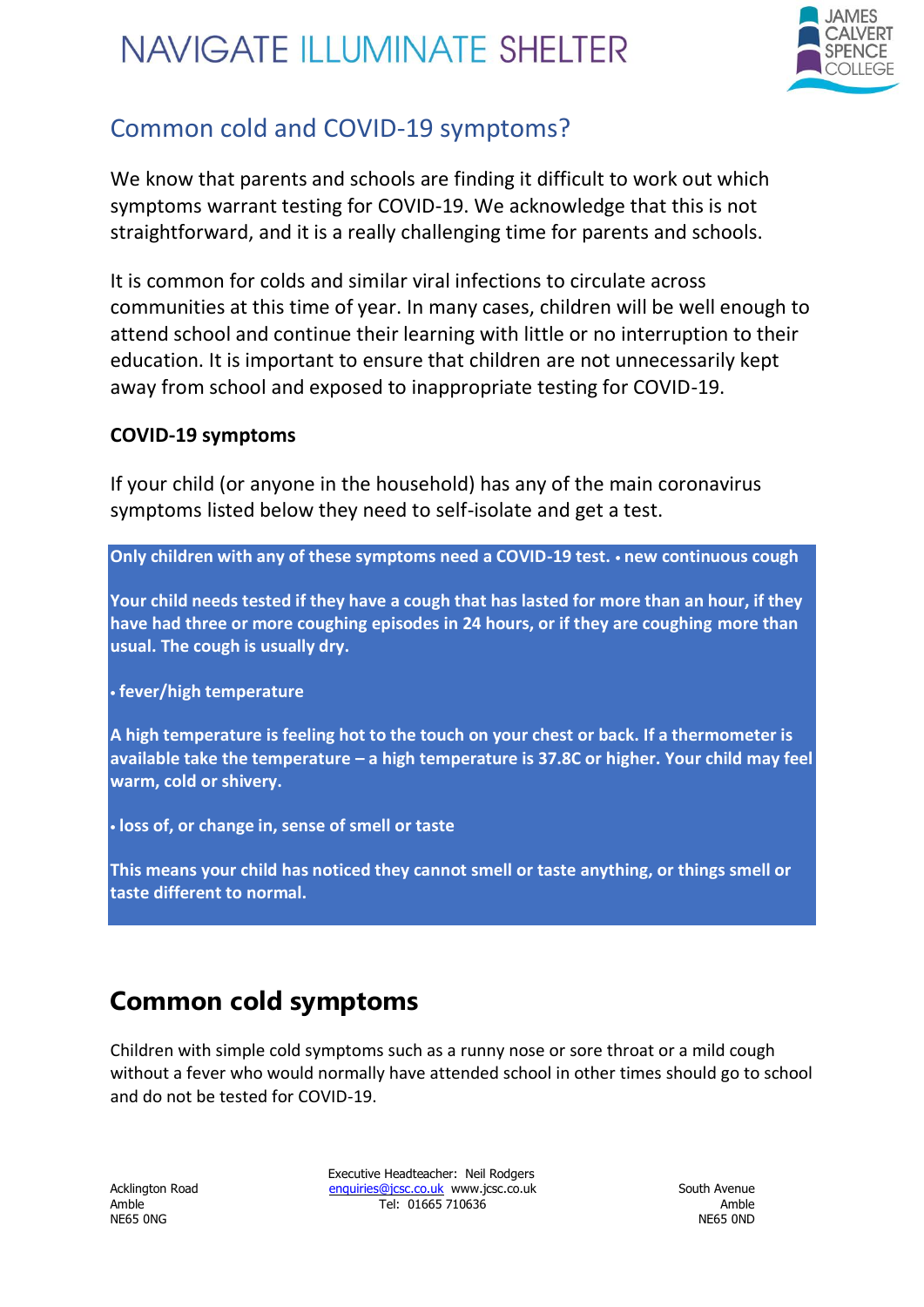## Common cold and COVID-19 symptoms?

We know that parents and schools are finding it difficult to work out which symptoms warrant testing for COVID-19. We acknowledge that this is not straightforward, and it is a really challenging time for parents and schools.

It is common for colds and similar viral infections to circulate across communities at this time of year. In many cases, children will be well enough to attend school and continue their learning with little or no interruption to their education. It is important to ensure that children are not unnecessarily kept away from school and exposed to inappropriate testing for COVID-19.

**COVID-19 symptoms**

If your child (or anyone in the household) has any of the main coronavirus symptoms listed below they need to self-isolate and get a test.

**Only children with any of these symptoms need a COVID-19 test. • new continuous cough**

**Your child needs tested if they have a cough that has lasted for more than an hour, if they have had three or more coughing episodes in 24 hours, or if they are coughing more than usual. The cough is usually dry.**

**• fever/high temperature**

**A high temperature is feeling hot to the touch on your chest or back. If a thermometer is available take the temperature – a high temperature is 37.8C or higher. Your child may feel warm, cold or shivery.**

**• loss of, or change in, sense of smell or taste**

**This means your child has noticed they cannot smell or taste anything, or things smell or taste different to normal.**

# Common cold symptoms

Children with simple cold symptoms such as a runny nose or sore throat or a mild cough without a fever who would normally have attended school in other times should go to school and do not be tested for COVID-19.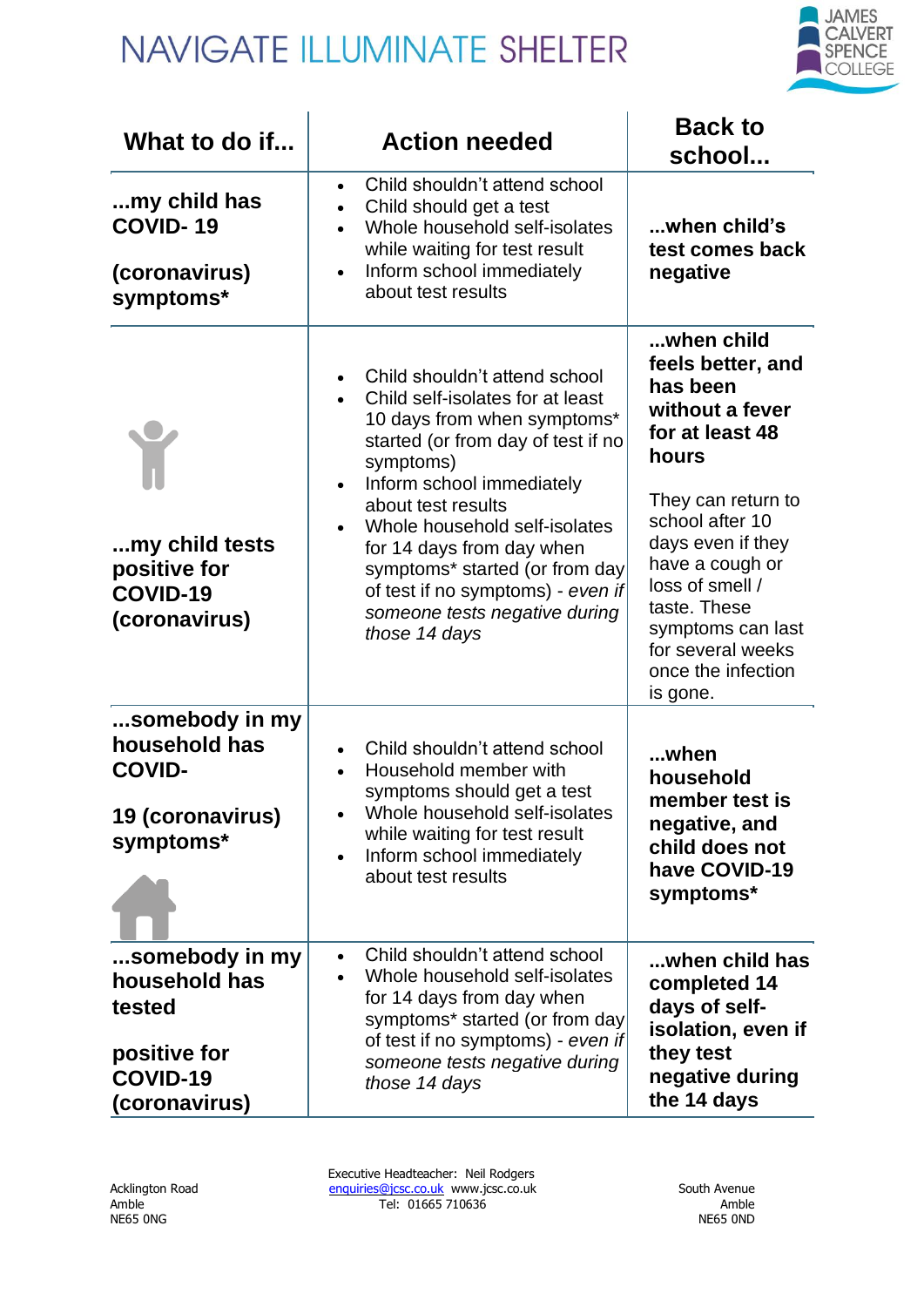# NAVIGATE ILLUMINATE SHELTER

| What to do if... | Action needed | Back to school... |
|---|---|---|
| **...my child has COVID- 19 (coronavirus) symptoms*** | <ul><li>Child shouldn't attend school</li><li>Child should get a test</li><li>Whole household self-isolates while waiting for test result</li><li>Inform school immediately about test results</li></ul> | **...when child's test comes back negative** |
| **...my child tests positive for COVID-19 (coronavirus)** | <ul><li>Child shouldn't attend school</li><li>Child self-isolates for at least 10 days from when symptoms* started (or from day of test if no symptoms)</li><li>Inform school immediately about test results</li><li>Whole household self-isolates for 14 days from day when symptoms* started (or from day of test if no symptoms) - *even if someone tests negative during those 14 days*</li></ul> | **...when child feels better, and has been without a fever for at least 48 hours**<br><br>They can return to school after 10 days even if they have a cough or loss of smell / taste. These symptoms can last for several weeks once the infection is gone. |
| **...somebody in my household has COVID- 19 (coronavirus) symptoms*** | <ul><li>Child shouldn't attend school</li><li>Household member with symptoms should get a test</li><li>Whole household self-isolates while waiting for test result</li><li>Inform school immediately about test results</li></ul> | **...when household member test is negative, and child does not have COVID-19 symptoms*** |
| **...somebody in my household has tested positive for COVID-19 (coronavirus)** | <ul><li>Child shouldn't attend school</li><li>Whole household self-isolates for 14 days from day when symptoms* started (or from day of test if no symptoms) - *even if someone tests negative during those 14 days*</li></ul> | **...when child has completed 14 days of self-isolation, even if they test negative during the 14 days** |

Acklington Road
Amble
NE65 0NG

Executive Headteacher: Neil Rodgers
enquiries@jcsc.co.uk www.jcsc.co.uk
Tel: 01665 710636

South Avenue
Amble
NE65 0ND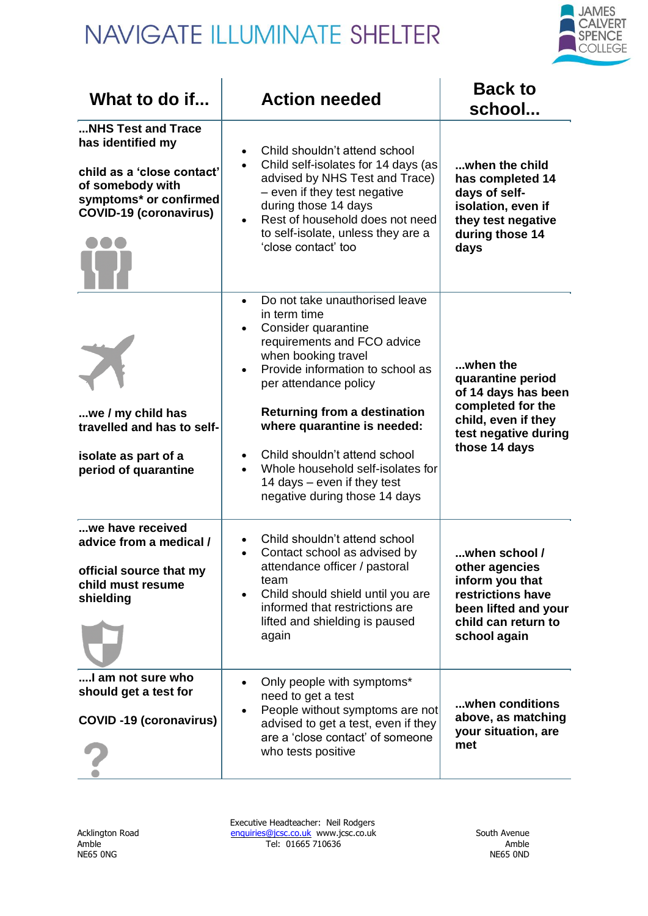# NAVIGATE ILLUMINATE SHELTER

| What to do if... | Action needed | Back to school... |
|---|---|---|
| ...NHS Test and Trace has identified my child as a 'close contact' of somebody with symptoms* or confirmed COVID-19 (coronavirus) | • Child shouldn't attend school<br>• Child self-isolates for 14 days (as advised by NHS Test and Trace) – even if they test negative during those 14 days<br>• Rest of household does not need to self-isolate, unless they are a 'close contact' too | ...when the child has completed 14 days of self-isolation, even if they test negative during those 14 days |
| ...we / my child has travelled and has to self-isolate as part of a period of quarantine | • Do not take unauthorised leave in term time<br>• Consider quarantine requirements and FCO advice when booking travel<br>• Provide information to school as per attendance policy<br><br>**Returning from a destination where quarantine is needed:**<br><br>• Child shouldn't attend school<br>• Whole household self-isolates for 14 days – even if they test negative during those 14 days | ...when the quarantine period of 14 days has been completed for the child, even if they test negative during those 14 days |
| ...we have received advice from a medical / official source that my child must resume shielding | • Child shouldn't attend school<br>• Contact school as advised by attendance officer / pastoral team<br>• Child should shield until you are informed that restrictions are lifted and shielding is paused again | ...when school / other agencies inform you that restrictions have been lifted and your child can return to school again |
| ....I am not sure who should get a test for COVID -19 (coronavirus) | • Only people with symptoms* need to get a test<br>• People without symptoms are not advised to get a test, even if they are a 'close contact' of someone who tests positive | ...when conditions above, as matching your situation, are met |

Acklington Road
Amble
NE65 0NG

Executive Headteacher: Neil Rodgers
enquiries@jcsc.co.uk www.jcsc.co.uk
Tel: 01665 710636

South Avenue
Amble
NE65 0ND